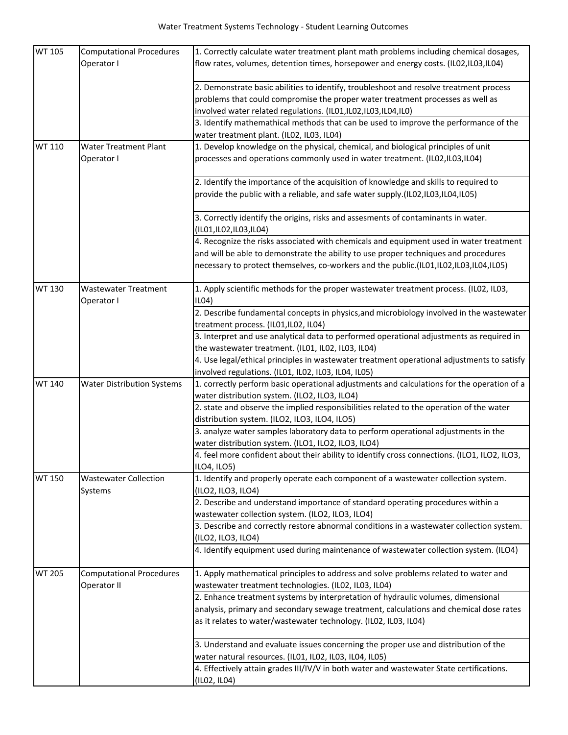Water Treatment Systems Technology - Student Learning Outcomes

| | | |
|---|---|---|
| WT 105 | Computational Procedures Operator I | 1. Correctly calculate water treatment plant math problems including chemical dosages, flow rates, volumes, detention times, horsepower and energy costs. (IL02,IL03,IL04) |
| | | 2. Demonstrate basic abilities to identify, troubleshoot and resolve treatment process problems that could compromise the proper water treatment processes as well as involved water related regulations. (IL01,IL02,IL03,IL04,IL0) |
| | | 3. Identify mathemathical methods that can be used to improve the performance of the water treatment plant. (IL02, IL03, IL04) |
| WT 110 | Water Treatment Plant Operator I | 1. Develop knowledge on the physical, chemical, and biological principles of unit processes and operations commonly used in water treatment. (IL02,IL03,IL04) |
| | | 2. Identify the importance of the acquisition of knowledge and skills to required to provide the public with a reliable, and safe water supply.(IL02,IL03,IL04,IL05) |
| | | 3. Correctly identify the origins, risks and assesments of contaminants in water. (IL01,IL02,IL03,IL04) |
| | | 4. Recognize the risks associated with chemicals and equipment used in water treatment and will be able to demonstrate the ability to use proper techniques and procedures necessary to protect themselves, co-workers and the public.(IL01,IL02,IL03,IL04,IL05) |
| WT 130 | Wastewater Treatment Operator I | 1. Apply scientific methods for the proper wastewater treatment process. (IL02, IL03, IL04) |
| | | 2. Describe fundamental concepts in physics,and microbiology involved in the wastewater treatment process. (IL01,IL02, IL04) |
| | | 3. Interpret and use analytical data to performed operational adjustments as required in the wastewater treatment. (IL01, IL02, IL03, IL04) |
| | | 4. Use legal/ethical principles in wastewater treatment operational adjustments to satisfy involved regulations. (IL01, IL02, IL03, IL04, IL05) |
| WT 140 | Water Distribution Systems | 1. correctly perform basic operational adjustments and calculations for the operation of a water distribution system. (ILO2, ILO3, ILO4) |
| | | 2. state and observe the implied responsibilities related to the operation of the water distribution system. (ILO2, ILO3, ILO4, ILO5) |
| | | 3. analyze water samples laboratory data to perform operational adjustments in the water distribution system. (ILO1, ILO2, ILO3, ILO4) |
| | | 4. feel more confident about their ability to identify cross connections. (ILO1, ILO2, ILO3, ILO4, ILO5) |
| WT 150 | Wastewater Collection Systems | 1. Identify and properly operate each component of a wastewater collection system. (ILO2, ILO3, ILO4) |
| | | 2. Describe and understand importance of standard operating procedures within a wastewater collection system. (ILO2, ILO3, ILO4) |
| | | 3. Describe and correctly restore abnormal conditions in a wastewater collection system. (ILO2, ILO3, ILO4) |
| | | 4. Identify equipment used during maintenance of wastewater collection system. (ILO4) |
| WT 205 | Computational Procedures Operator II | 1. Apply mathematical principles to address and solve problems related to water and wastewater treatment technologies. (IL02, IL03, IL04) |
| | | 2. Enhance treatment systems by interpretation of hydraulic volumes, dimensional analysis, primary and secondary sewage treatment, calculations and chemical dose rates as it relates to water/wastewater technology. (IL02, IL03, IL04) |
| | | 3. Understand and evaluate issues concerning the proper use and distribution of the water natural resources. (IL01, IL02, IL03, IL04, IL05) |
| | | 4. Effectively attain grades III/IV/V in both water and wastewater State certifications. (IL02, IL04) |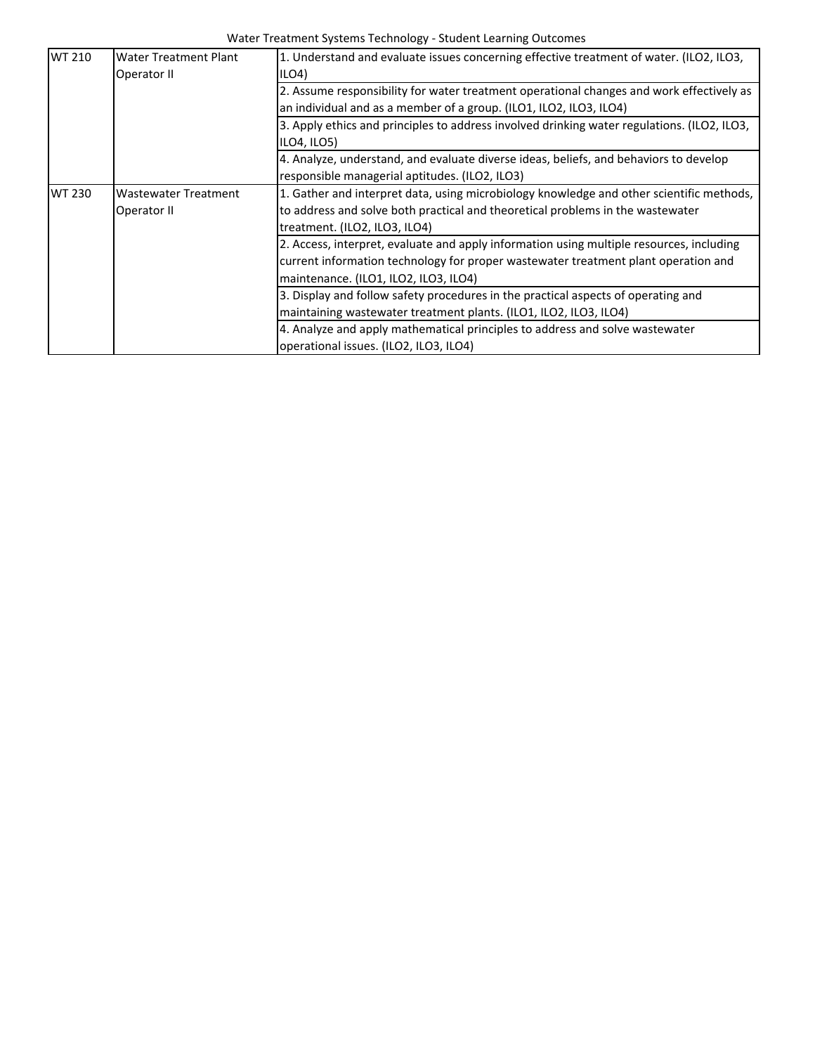| | | |
|---|---|---|
| WT 210 | Water Treatment Plant Operator II | 1. Understand and evaluate issues concerning effective treatment of water. (ILO2, ILO3, ILO4) |
| | | 2. Assume responsibility for water treatment operational changes and work effectively as an individual and as a member of a group. (ILO1, ILO2, ILO3, ILO4) |
| | | 3. Apply ethics and principles to address involved drinking water regulations. (ILO2, ILO3, ILO4, ILO5) |
| | | 4. Analyze, understand, and evaluate diverse ideas, beliefs, and behaviors to develop responsible managerial aptitudes. (ILO2, ILO3) |
| WT 230 | Wastewater Treatment Operator II | 1. Gather and interpret data, using microbiology knowledge and other scientific methods, to address and solve both practical and theoretical problems in the wastewater treatment. (ILO2, ILO3, ILO4) |
| | | 2. Access, interpret, evaluate and apply information using multiple resources, including current information technology for proper wastewater treatment plant operation and maintenance. (ILO1, ILO2, ILO3, ILO4) |
| | | 3. Display and follow safety procedures in the practical aspects of operating and maintaining wastewater treatment plants. (ILO1, ILO2, ILO3, ILO4) |
| | | 4. Analyze and apply mathematical principles to address and solve wastewater operational issues. (ILO2, ILO3, ILO4) |